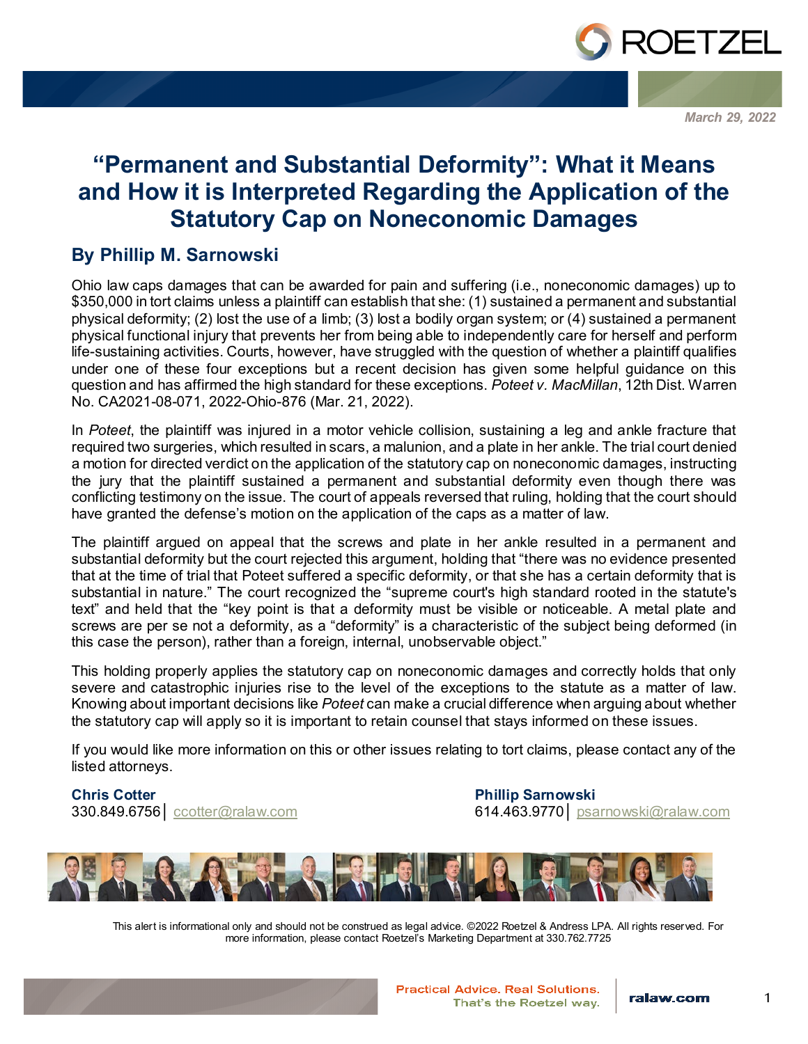March 29, 2022

# "Permanent and Substantial Deformity": What it Means and How it is Interpreted Regarding the Application of the Statutory Cap on Noneconomic Damages

## By Phillip M. Sarnowski

Ohio law caps damages that can be awarded for pain and suffering (i.e., noneconomic damages) up to $350,000 in tort claims unless a plaintiff can establish that she: (1) sustained a permanent and substantial physical deformity; (2) lost the use of a limb; (3) lost a bodily organ system; or (4) sustained a permanent physical functional injury that prevents her from being able to independently care for herself and perform life-sustaining activities. Courts, however, have struggled with the question of whether a plaintiff qualifies under one of these four exceptions but a recent decision has given some helpful guidance on this question and has affirmed the high standard for these exceptions. *Poteet v. MacMillan*, 12th Dist. Warren No. CA2021-08-071, 2022-Ohio-876 (Mar. 21, 2022).

In *Poteet*, the plaintiff was injured in a motor vehicle collision, sustaining a leg and ankle fracture that required two surgeries, which resulted in scars, a malunion, and a plate in her ankle. The trial court denied a motion for directed verdict on the application of the statutory cap on noneconomic damages, instructing the jury that the plaintiff sustained a permanent and substantial deformity even though there was conflicting testimony on the issue. The court of appeals reversed that ruling, holding that the court should have granted the defense's motion on the application of the caps as a matter of law.

The plaintiff argued on appeal that the screws and plate in her ankle resulted in a permanent and substantial deformity but the court rejected this argument, holding that "there was no evidence presented that at the time of trial that Poteet suffered a specific deformity, or that she has a certain deformity that is substantial in nature." The court recognized the "supreme court's high standard rooted in the statute's text" and held that the "key point is that a deformity must be visible or noticeable. A metal plate and screws are per se not a deformity, as a "deformity" is a characteristic of the subject being deformed (in this case the person), rather than a foreign, internal, unobservable object."

This holding properly applies the statutory cap on noneconomic damages and correctly holds that only severe and catastrophic injuries rise to the level of the exceptions to the statute as a matter of law. Knowing about important decisions like *Poteet* can make a crucial difference when arguing about whether the statutory cap will apply so it is important to retain counsel that stays informed on these issues.

If you would like more information on this or other issues relating to tort claims, please contact any of the listed attorneys.

**Chris Cotter**
330.849.6756 | ccotter@ralaw.com

**Phillip Sarnowski**
614.463.9770 | psarnowski@ralaw.com

This alert is informational only and should not be construed as legal advice. ©2022 Roetzel & Andress LPA. All rights reserved. For more information, please contact Roetzel's Marketing Department at 330.762.7725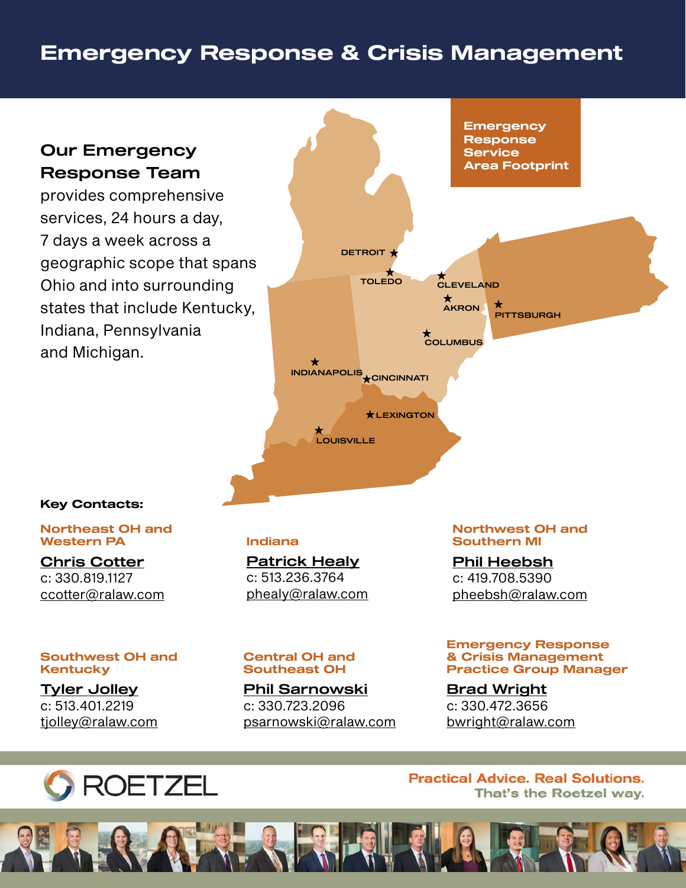# Emergency Response & Crisis Management

**Our Emergency Response Team** provides comprehensive services, 24 hours a day, 7 days a week across a geographic scope that spans Ohio and into surrounding states that include Kentucky, Indiana, Pennsylvania and Michigan.

**Emergency Response Service Area Footprint**

DETROIT
TOLEDO
CLEVELAND
AKRON
PITTSBURGH
COLUMBUS
INDIANAPOLIS
CINCINNATI
LEXINGTON
LOUISVILLE

**Key Contacts:**

**Northeast OH and Western PA**
**Chris Cotter**
c: 330.819.1127
ccotter@ralaw.com

**Indiana**
**Patrick Healy**
c: 513.236.3764
phealy@ralaw.com

**Northwest OH and Southern MI**
**Phil Heebsh**
c: 419.708.5390
pheebsh@ralaw.com

**Southwest OH and Kentucky**
**Tyler Jolley**
c: 513.401.2219
tjolley@ralaw.com

**Central OH and Southeast OH**
**Phil Sarnowski**
c: 330.723.2096
psarnowski@ralaw.com

**Emergency Response & Crisis Management Practice Group Manager**
**Brad Wright**
c: 330.472.3656
bwright@ralaw.com

ROETZEL

Practical Advice. Real Solutions.
That's the Roetzel way.